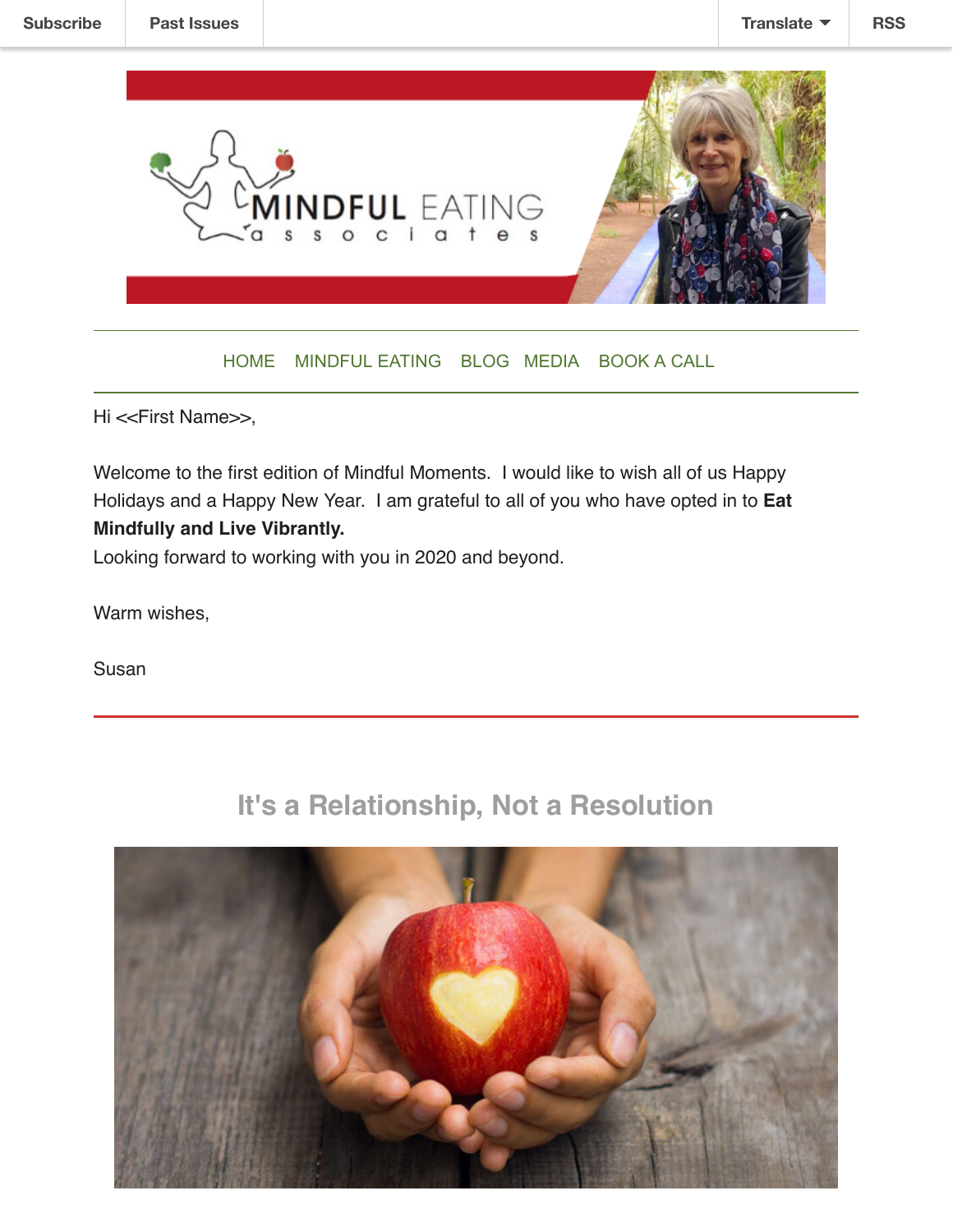Subscribe | Past Issues | Translate | RSS

HOME MINDFUL EATING BLOG MEDIA BOOK A CALL

Hi <<First Name>>,

Welcome to the first edition of Mindful Moments. I would like to wish all of us Happy Holidays and a Happy New Year. I am grateful to all of you who have opted in to **Eat Mindfully and Live Vibrantly.**
Looking forward to working with you in 2020 and beyond.

Warm wishes,

Susan

## It's a Relationship, Not a Resolution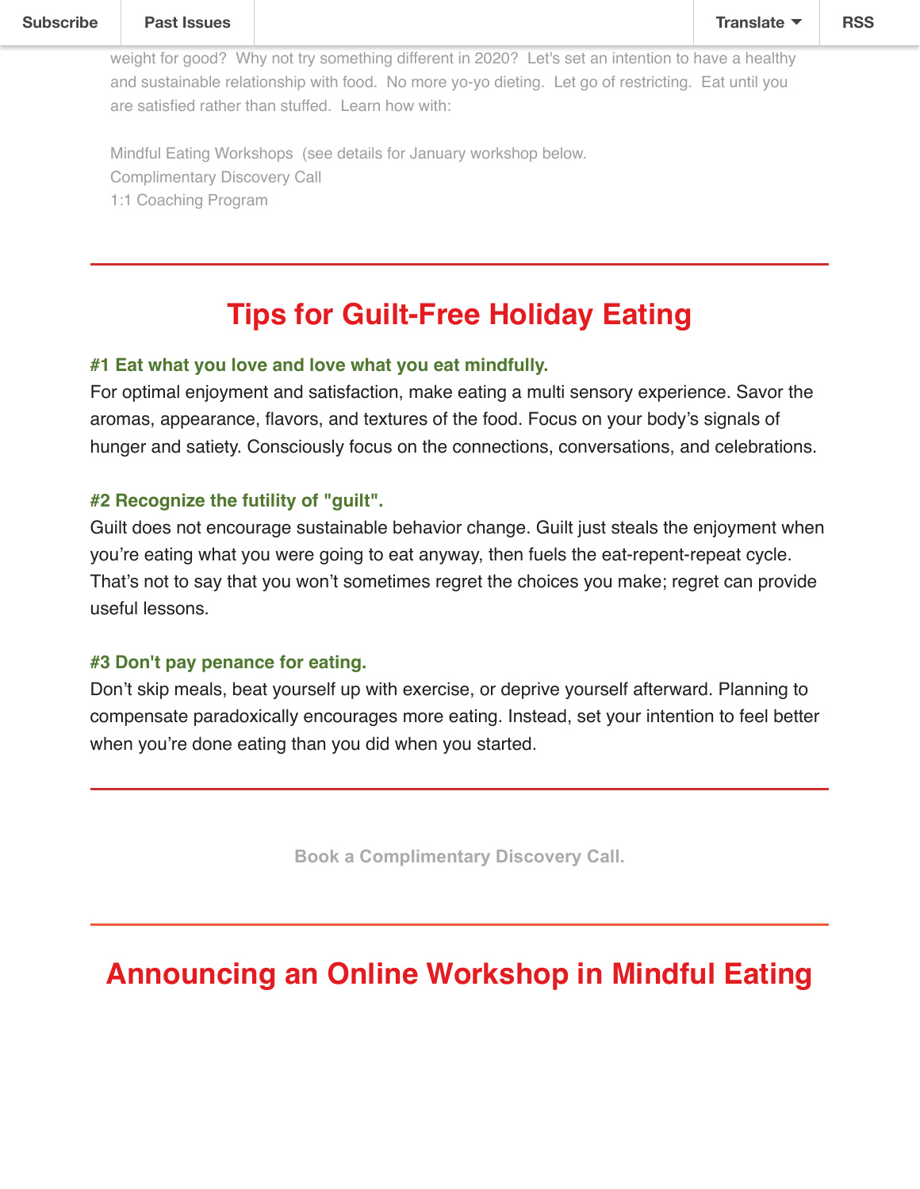weight for good? Why not try something different in 2020? Let's set an intention to have a healthy and sustainable relationship with food. No more yo-yo dieting. Let go of restricting. Eat until you are satisfied rather than stuffed. Learn how with:

Mindful Eating Workshops (see details for January workshop below.
Complimentary Discovery Call
1:1 Coaching Program

---

## Tips for Guilt-Free Holiday Eating

**#1 Eat what you love and love what you eat mindfully.**
For optimal enjoyment and satisfaction, make eating a multi sensory experience. Savor the aromas, appearance, flavors, and textures of the food. Focus on your body's signals of hunger and satiety. Consciously focus on the connections, conversations, and celebrations.

**#2 Recognize the futility of "guilt".**
Guilt does not encourage sustainable behavior change. Guilt just steals the enjoyment when you're eating what you were going to eat anyway, then fuels the eat-repent-repeat cycle. That's not to say that you won't sometimes regret the choices you make; regret can provide useful lessons.

**#3 Don't pay penance for eating.**
Don't skip meals, beat yourself up with exercise, or deprive yourself afterward. Planning to compensate paradoxically encourages more eating. Instead, set your intention to feel better when you're done eating than you did when you started.

---

**Book a Complimentary Discovery Call.**

---

## Announcing an Online Workshop in Mindful Eating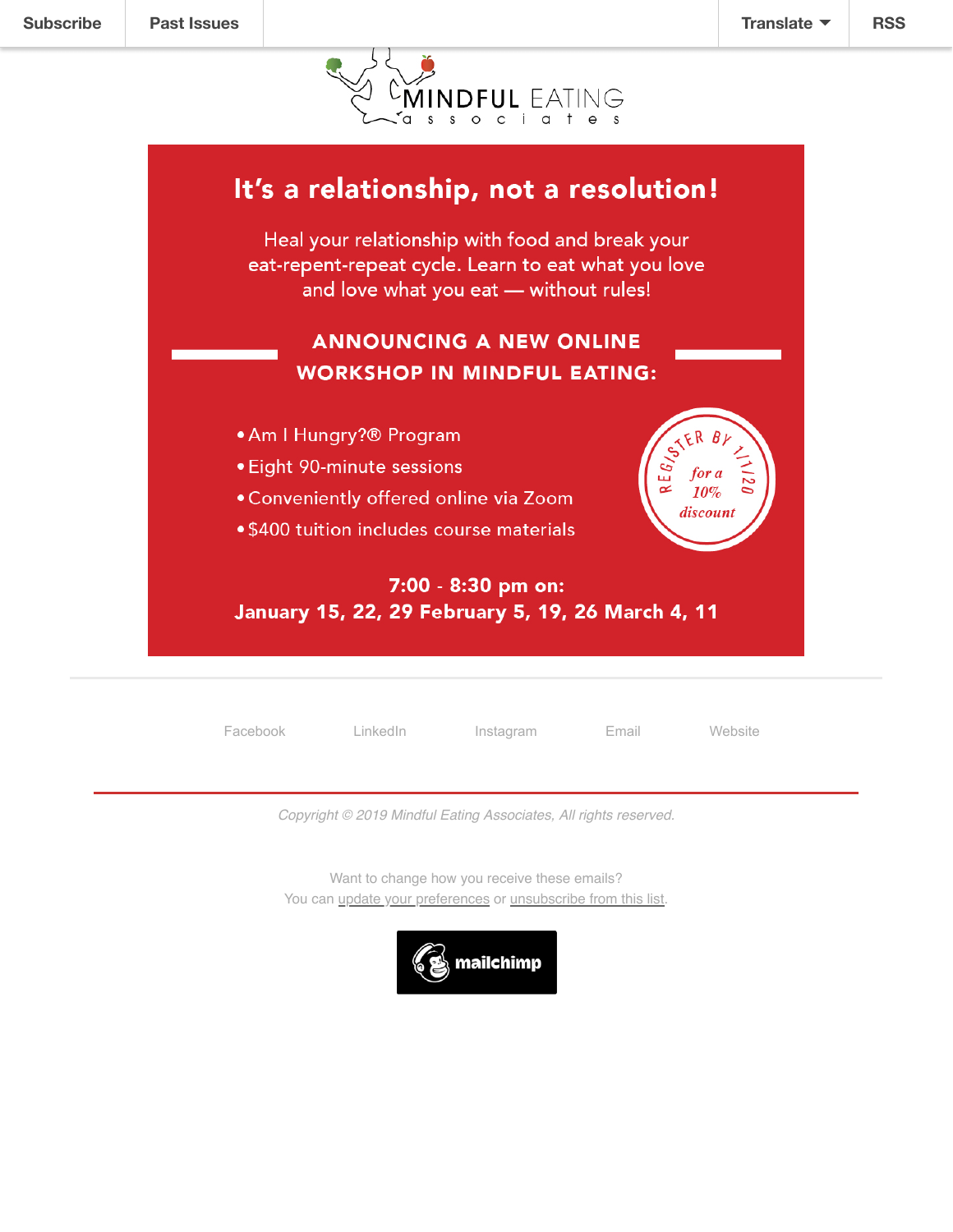Subscribe | Past Issues | Translate | RSS

MINDFUL EATING associates

# It's a relationship, not a resolution!

Heal your relationship with food and break your eat-repent-repeat cycle. Learn to eat what you love and love what you eat — without rules!

## ANNOUNCING A NEW ONLINE WORKSHOP IN MINDFUL EATING:

- Am I Hungry?® Program
- Eight 90-minute sessions
- Conveniently offered online via Zoom
- $400 tuition includes course materials

REGISTER BY 1/1/20 *for a 10% discount*

**7:00 - 8:30 pm on:**
**January 15, 22, 29 February 5, 19, 26 March 4, 11**

Facebook LinkedIn Instagram Email Website

*Copyright © 2019 Mindful Eating Associates, All rights reserved.*

Want to change how you receive these emails?
You can update your preferences or unsubscribe from this list.

mailchimp